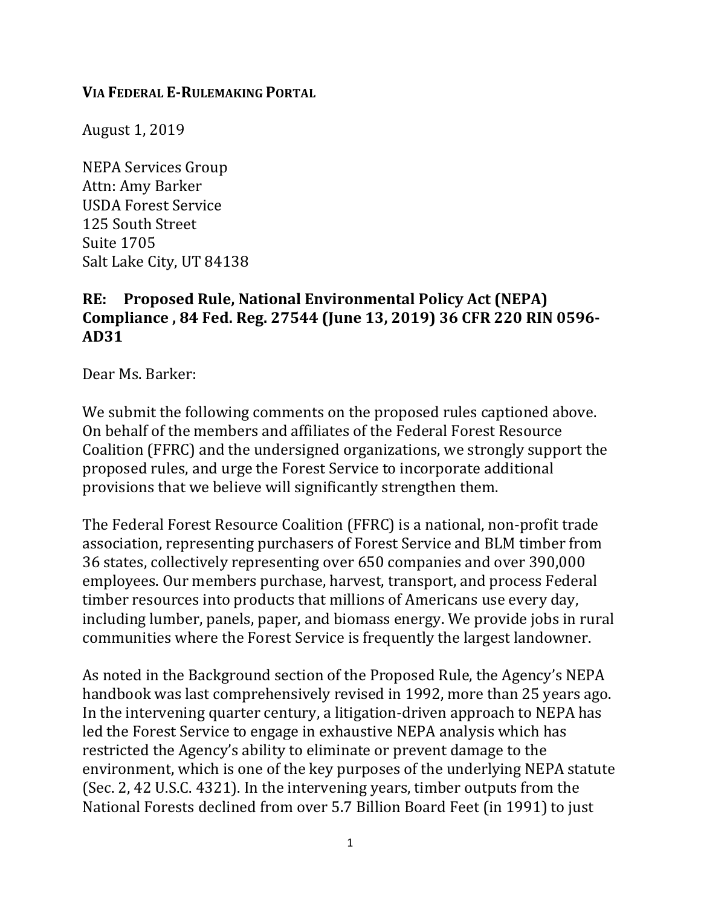**VIA FEDERAL E-RULEMAKING PORTAL**

August 1, 2019

NEPA Services Group
Attn: Amy Barker
USDA Forest Service
125 South Street
Suite 1705
Salt Lake City, UT 84138

**RE: Proposed Rule, National Environmental Policy Act (NEPA) Compliance , 84 Fed. Reg. 27544 (June 13, 2019) 36 CFR 220 RIN 0596-AD31**

Dear Ms. Barker:

We submit the following comments on the proposed rules captioned above. On behalf of the members and affiliates of the Federal Forest Resource Coalition (FFRC) and the undersigned organizations, we strongly support the proposed rules, and urge the Forest Service to incorporate additional provisions that we believe will significantly strengthen them.

The Federal Forest Resource Coalition (FFRC) is a national, non-profit trade association, representing purchasers of Forest Service and BLM timber from 36 states, collectively representing over 650 companies and over 390,000 employees. Our members purchase, harvest, transport, and process Federal timber resources into products that millions of Americans use every day, including lumber, panels, paper, and biomass energy. We provide jobs in rural communities where the Forest Service is frequently the largest landowner.

As noted in the Background section of the Proposed Rule, the Agency's NEPA handbook was last comprehensively revised in 1992, more than 25 years ago. In the intervening quarter century, a litigation-driven approach to NEPA has led the Forest Service to engage in exhaustive NEPA analysis which has restricted the Agency's ability to eliminate or prevent damage to the environment, which is one of the key purposes of the underlying NEPA statute (Sec. 2, 42 U.S.C. 4321). In the intervening years, timber outputs from the National Forests declined from over 5.7 Billion Board Feet (in 1991) to just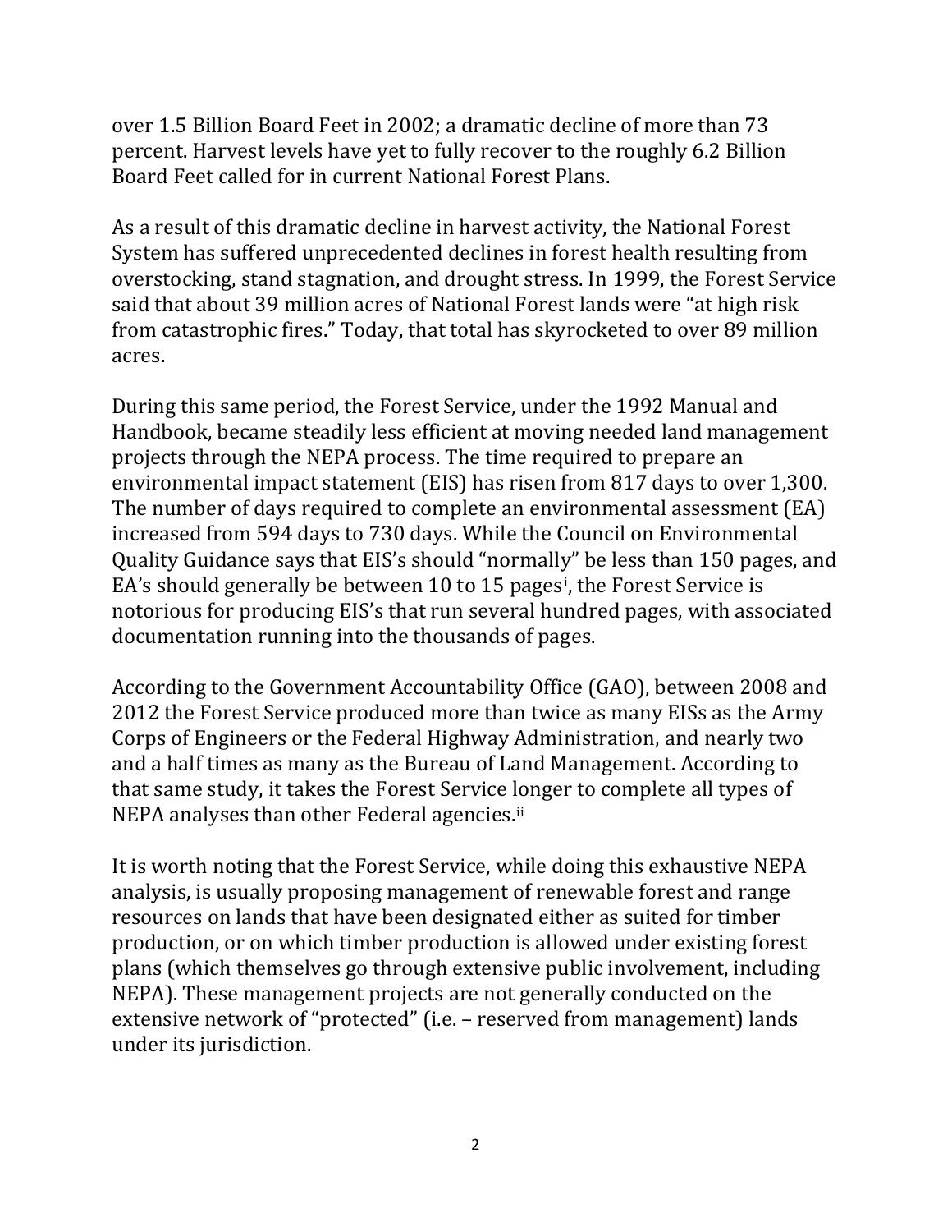over 1.5 Billion Board Feet in 2002; a dramatic decline of more than 73 percent. Harvest levels have yet to fully recover to the roughly 6.2 Billion Board Feet called for in current National Forest Plans.

As a result of this dramatic decline in harvest activity, the National Forest System has suffered unprecedented declines in forest health resulting from overstocking, stand stagnation, and drought stress. In 1999, the Forest Service said that about 39 million acres of National Forest lands were "at high risk from catastrophic fires." Today, that total has skyrocketed to over 89 million acres.

During this same period, the Forest Service, under the 1992 Manual and Handbook, became steadily less efficient at moving needed land management projects through the NEPA process. The time required to prepare an environmental impact statement (EIS) has risen from 817 days to over 1,300. The number of days required to complete an environmental assessment (EA) increased from 594 days to 730 days. While the Council on Environmental Quality Guidance says that EIS's should "normally" be less than 150 pages, and EA's should generally be between 10 to 15 pages[i], the Forest Service is notorious for producing EIS's that run several hundred pages, with associated documentation running into the thousands of pages.

According to the Government Accountability Office (GAO), between 2008 and 2012 the Forest Service produced more than twice as many EISs as the Army Corps of Engineers or the Federal Highway Administration, and nearly two and a half times as many as the Bureau of Land Management. According to that same study, it takes the Forest Service longer to complete all types of NEPA analyses than other Federal agencies.[ii]

It is worth noting that the Forest Service, while doing this exhaustive NEPA analysis, is usually proposing management of renewable forest and range resources on lands that have been designated either as suited for timber production, or on which timber production is allowed under existing forest plans (which themselves go through extensive public involvement, including NEPA). These management projects are not generally conducted on the extensive network of "protected" (i.e. – reserved from management) lands under its jurisdiction.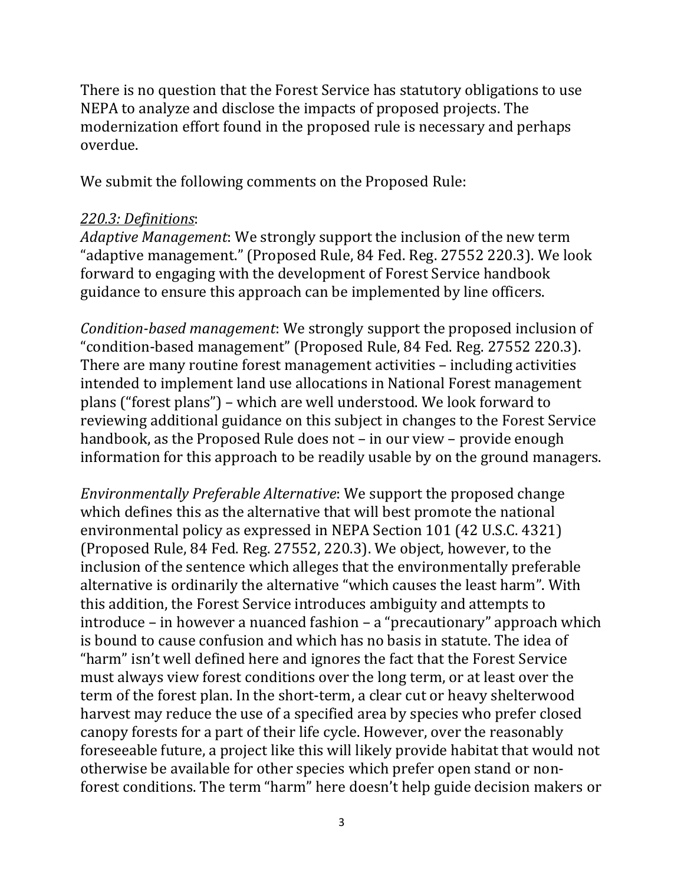There is no question that the Forest Service has statutory obligations to use NEPA to analyze and disclose the impacts of proposed projects. The modernization effort found in the proposed rule is necessary and perhaps overdue.

We submit the following comments on the Proposed Rule:

*220.3: Definitions*:

*Adaptive Management*: We strongly support the inclusion of the new term "adaptive management." (Proposed Rule, 84 Fed. Reg. 27552 220.3). We look forward to engaging with the development of Forest Service handbook guidance to ensure this approach can be implemented by line officers.

*Condition-based management*: We strongly support the proposed inclusion of "condition-based management" (Proposed Rule, 84 Fed. Reg. 27552 220.3). There are many routine forest management activities – including activities intended to implement land use allocations in National Forest management plans ("forest plans") – which are well understood. We look forward to reviewing additional guidance on this subject in changes to the Forest Service handbook, as the Proposed Rule does not – in our view – provide enough information for this approach to be readily usable by on the ground managers.

*Environmentally Preferable Alternative*: We support the proposed change which defines this as the alternative that will best promote the national environmental policy as expressed in NEPA Section 101 (42 U.S.C. 4321) (Proposed Rule, 84 Fed. Reg. 27552, 220.3). We object, however, to the inclusion of the sentence which alleges that the environmentally preferable alternative is ordinarily the alternative "which causes the least harm". With this addition, the Forest Service introduces ambiguity and attempts to introduce – in however a nuanced fashion – a "precautionary" approach which is bound to cause confusion and which has no basis in statute. The idea of "harm" isn't well defined here and ignores the fact that the Forest Service must always view forest conditions over the long term, or at least over the term of the forest plan. In the short-term, a clear cut or heavy shelterwood harvest may reduce the use of a specified area by species who prefer closed canopy forests for a part of their life cycle. However, over the reasonably foreseeable future, a project like this will likely provide habitat that would not otherwise be available for other species which prefer open stand or non-forest conditions. The term "harm" here doesn't help guide decision makers or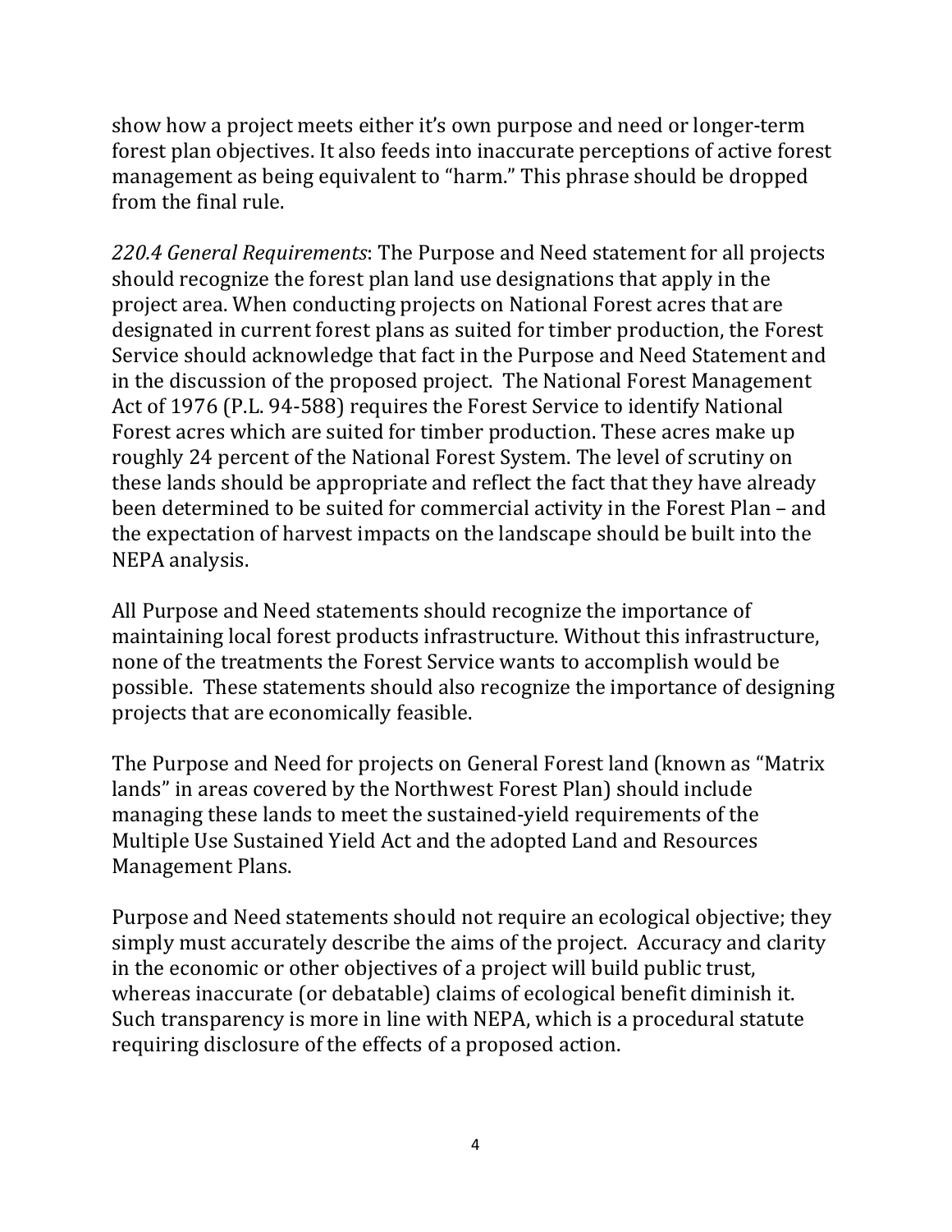show how a project meets either it's own purpose and need or longer-term forest plan objectives. It also feeds into inaccurate perceptions of active forest management as being equivalent to "harm." This phrase should be dropped from the final rule.

*220.4 General Requirements*: The Purpose and Need statement for all projects should recognize the forest plan land use designations that apply in the project area. When conducting projects on National Forest acres that are designated in current forest plans as suited for timber production, the Forest Service should acknowledge that fact in the Purpose and Need Statement and in the discussion of the proposed project. The National Forest Management Act of 1976 (P.L. 94-588) requires the Forest Service to identify National Forest acres which are suited for timber production. These acres make up roughly 24 percent of the National Forest System. The level of scrutiny on these lands should be appropriate and reflect the fact that they have already been determined to be suited for commercial activity in the Forest Plan – and the expectation of harvest impacts on the landscape should be built into the NEPA analysis.

All Purpose and Need statements should recognize the importance of maintaining local forest products infrastructure. Without this infrastructure, none of the treatments the Forest Service wants to accomplish would be possible. These statements should also recognize the importance of designing projects that are economically feasible.

The Purpose and Need for projects on General Forest land (known as "Matrix lands" in areas covered by the Northwest Forest Plan) should include managing these lands to meet the sustained-yield requirements of the Multiple Use Sustained Yield Act and the adopted Land and Resources Management Plans.

Purpose and Need statements should not require an ecological objective; they simply must accurately describe the aims of the project. Accuracy and clarity in the economic or other objectives of a project will build public trust, whereas inaccurate (or debatable) claims of ecological benefit diminish it. Such transparency is more in line with NEPA, which is a procedural statute requiring disclosure of the effects of a proposed action.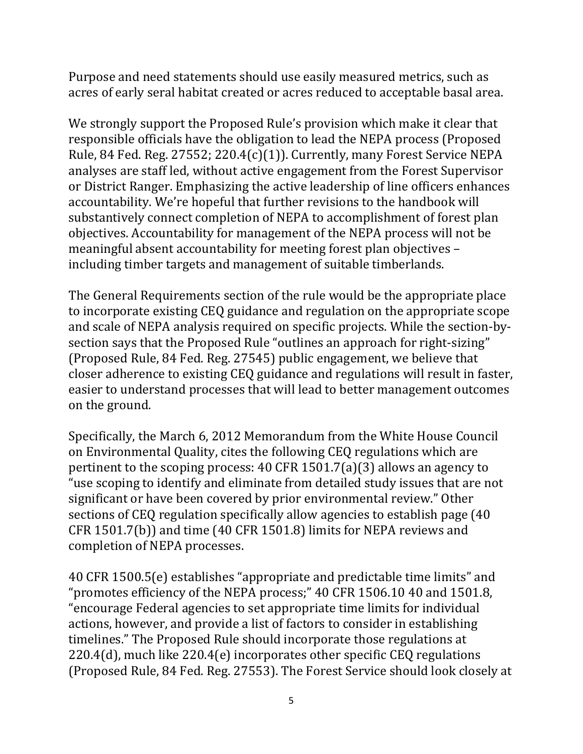Purpose and need statements should use easily measured metrics, such as acres of early seral habitat created or acres reduced to acceptable basal area.

We strongly support the Proposed Rule's provision which make it clear that responsible officials have the obligation to lead the NEPA process (Proposed Rule, 84 Fed. Reg. 27552; 220.4(c)(1)). Currently, many Forest Service NEPA analyses are staff led, without active engagement from the Forest Supervisor or District Ranger. Emphasizing the active leadership of line officers enhances accountability. We're hopeful that further revisions to the handbook will substantively connect completion of NEPA to accomplishment of forest plan objectives. Accountability for management of the NEPA process will not be meaningful absent accountability for meeting forest plan objectives – including timber targets and management of suitable timberlands.

The General Requirements section of the rule would be the appropriate place to incorporate existing CEQ guidance and regulation on the appropriate scope and scale of NEPA analysis required on specific projects. While the section-by-section says that the Proposed Rule "outlines an approach for right-sizing" (Proposed Rule, 84 Fed. Reg. 27545) public engagement, we believe that closer adherence to existing CEQ guidance and regulations will result in faster, easier to understand processes that will lead to better management outcomes on the ground.

Specifically, the March 6, 2012 Memorandum from the White House Council on Environmental Quality, cites the following CEQ regulations which are pertinent to the scoping process: 40 CFR 1501.7(a)(3) allows an agency to "use scoping to identify and eliminate from detailed study issues that are not significant or have been covered by prior environmental review." Other sections of CEQ regulation specifically allow agencies to establish page (40 CFR 1501.7(b)) and time (40 CFR 1501.8) limits for NEPA reviews and completion of NEPA processes.

40 CFR 1500.5(e) establishes "appropriate and predictable time limits" and "promotes efficiency of the NEPA process;" 40 CFR 1506.10 40 and 1501.8, "encourage Federal agencies to set appropriate time limits for individual actions, however, and provide a list of factors to consider in establishing timelines." The Proposed Rule should incorporate those regulations at 220.4(d), much like 220.4(e) incorporates other specific CEQ regulations (Proposed Rule, 84 Fed. Reg. 27553). The Forest Service should look closely at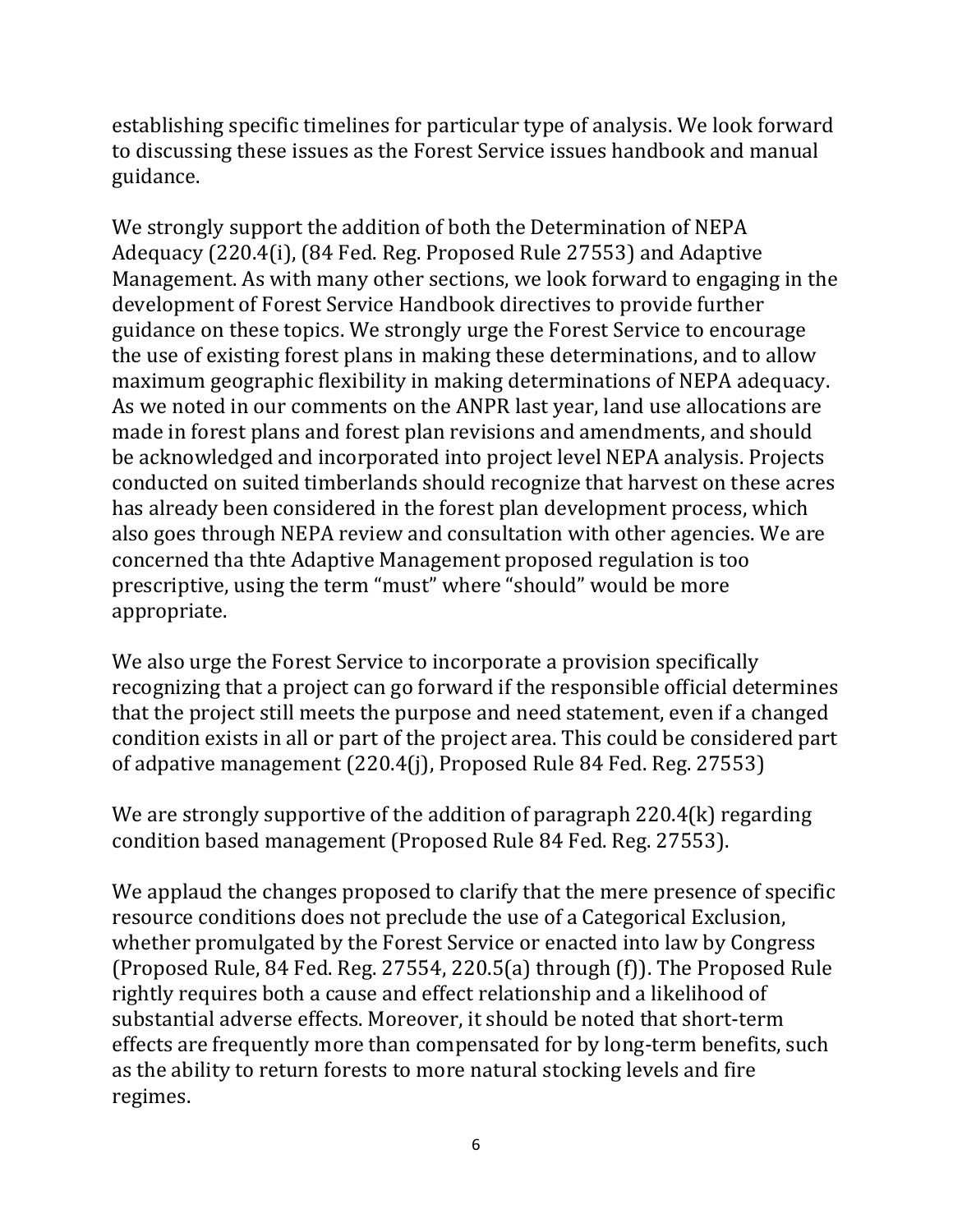establishing specific timelines for particular type of analysis. We look forward to discussing these issues as the Forest Service issues handbook and manual guidance.

We strongly support the addition of both the Determination of NEPA Adequacy (220.4(i), (84 Fed. Reg. Proposed Rule 27553) and Adaptive Management. As with many other sections, we look forward to engaging in the development of Forest Service Handbook directives to provide further guidance on these topics. We strongly urge the Forest Service to encourage the use of existing forest plans in making these determinations, and to allow maximum geographic flexibility in making determinations of NEPA adequacy. As we noted in our comments on the ANPR last year, land use allocations are made in forest plans and forest plan revisions and amendments, and should be acknowledged and incorporated into project level NEPA analysis. Projects conducted on suited timberlands should recognize that harvest on these acres has already been considered in the forest plan development process, which also goes through NEPA review and consultation with other agencies. We are concerned tha thte Adaptive Management proposed regulation is too prescriptive, using the term "must" where "should" would be more appropriate.

We also urge the Forest Service to incorporate a provision specifically recognizing that a project can go forward if the responsible official determines that the project still meets the purpose and need statement, even if a changed condition exists in all or part of the project area. This could be considered part of adpative management (220.4(j), Proposed Rule 84 Fed. Reg. 27553)

We are strongly supportive of the addition of paragraph 220.4(k) regarding condition based management (Proposed Rule 84 Fed. Reg. 27553).

We applaud the changes proposed to clarify that the mere presence of specific resource conditions does not preclude the use of a Categorical Exclusion, whether promulgated by the Forest Service or enacted into law by Congress (Proposed Rule, 84 Fed. Reg. 27554, 220.5(a) through (f)). The Proposed Rule rightly requires both a cause and effect relationship and a likelihood of substantial adverse effects. Moreover, it should be noted that short-term effects are frequently more than compensated for by long-term benefits, such as the ability to return forests to more natural stocking levels and fire regimes.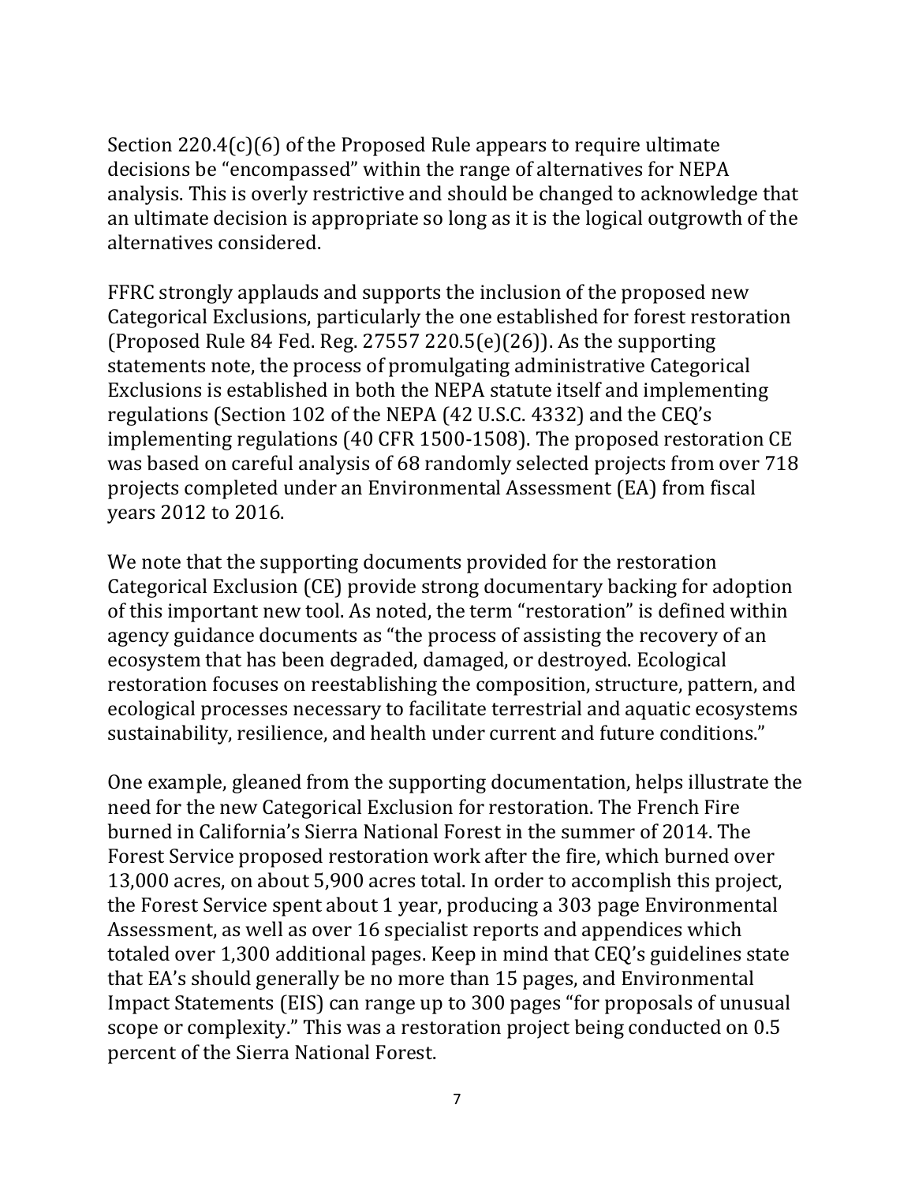Section 220.4(c)(6) of the Proposed Rule appears to require ultimate decisions be "encompassed" within the range of alternatives for NEPA analysis. This is overly restrictive and should be changed to acknowledge that an ultimate decision is appropriate so long as it is the logical outgrowth of the alternatives considered.

FFRC strongly applauds and supports the inclusion of the proposed new Categorical Exclusions, particularly the one established for forest restoration (Proposed Rule 84 Fed. Reg. 27557 220.5(e)(26)). As the supporting statements note, the process of promulgating administrative Categorical Exclusions is established in both the NEPA statute itself and implementing regulations (Section 102 of the NEPA (42 U.S.C. 4332) and the CEQ's implementing regulations (40 CFR 1500-1508). The proposed restoration CE was based on careful analysis of 68 randomly selected projects from over 718 projects completed under an Environmental Assessment (EA) from fiscal years 2012 to 2016.

We note that the supporting documents provided for the restoration Categorical Exclusion (CE) provide strong documentary backing for adoption of this important new tool. As noted, the term "restoration" is defined within agency guidance documents as "the process of assisting the recovery of an ecosystem that has been degraded, damaged, or destroyed. Ecological restoration focuses on reestablishing the composition, structure, pattern, and ecological processes necessary to facilitate terrestrial and aquatic ecosystems sustainability, resilience, and health under current and future conditions."

One example, gleaned from the supporting documentation, helps illustrate the need for the new Categorical Exclusion for restoration. The French Fire burned in California's Sierra National Forest in the summer of 2014. The Forest Service proposed restoration work after the fire, which burned over 13,000 acres, on about 5,900 acres total. In order to accomplish this project, the Forest Service spent about 1 year, producing a 303 page Environmental Assessment, as well as over 16 specialist reports and appendices which totaled over 1,300 additional pages. Keep in mind that CEQ's guidelines state that EA's should generally be no more than 15 pages, and Environmental Impact Statements (EIS) can range up to 300 pages "for proposals of unusual scope or complexity." This was a restoration project being conducted on 0.5 percent of the Sierra National Forest.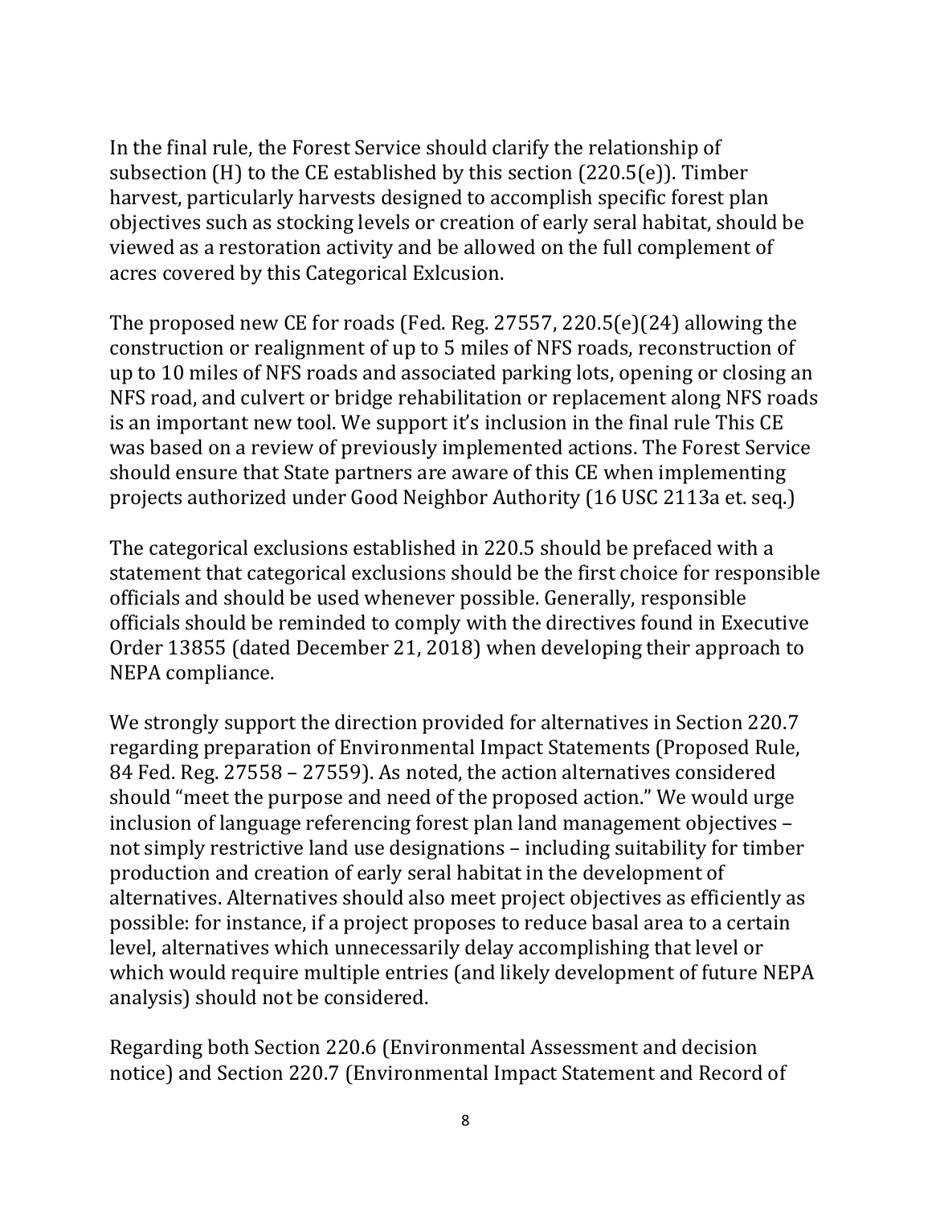In the final rule, the Forest Service should clarify the relationship of subsection (H) to the CE established by this section (220.5(e)). Timber harvest, particularly harvests designed to accomplish specific forest plan objectives such as stocking levels or creation of early seral habitat, should be viewed as a restoration activity and be allowed on the full complement of acres covered by this Categorical Exlcusion.

The proposed new CE for roads (Fed. Reg. 27557, 220.5(e)(24) allowing the construction or realignment of up to 5 miles of NFS roads, reconstruction of up to 10 miles of NFS roads and associated parking lots, opening or closing an NFS road, and culvert or bridge rehabilitation or replacement along NFS roads is an important new tool. We support it's inclusion in the final rule This CE was based on a review of previously implemented actions. The Forest Service should ensure that State partners are aware of this CE when implementing projects authorized under Good Neighbor Authority (16 USC 2113a et. seq.)

The categorical exclusions established in 220.5 should be prefaced with a statement that categorical exclusions should be the first choice for responsible officials and should be used whenever possible. Generally, responsible officials should be reminded to comply with the directives found in Executive Order 13855 (dated December 21, 2018) when developing their approach to NEPA compliance.

We strongly support the direction provided for alternatives in Section 220.7 regarding preparation of Environmental Impact Statements (Proposed Rule, 84 Fed. Reg. 27558 – 27559). As noted, the action alternatives considered should "meet the purpose and need of the proposed action." We would urge inclusion of language referencing forest plan land management objectives – not simply restrictive land use designations – including suitability for timber production and creation of early seral habitat in the development of alternatives. Alternatives should also meet project objectives as efficiently as possible: for instance, if a project proposes to reduce basal area to a certain level, alternatives which unnecessarily delay accomplishing that level or which would require multiple entries (and likely development of future NEPA analysis) should not be considered.

Regarding both Section 220.6 (Environmental Assessment and decision notice) and Section 220.7 (Environmental Impact Statement and Record of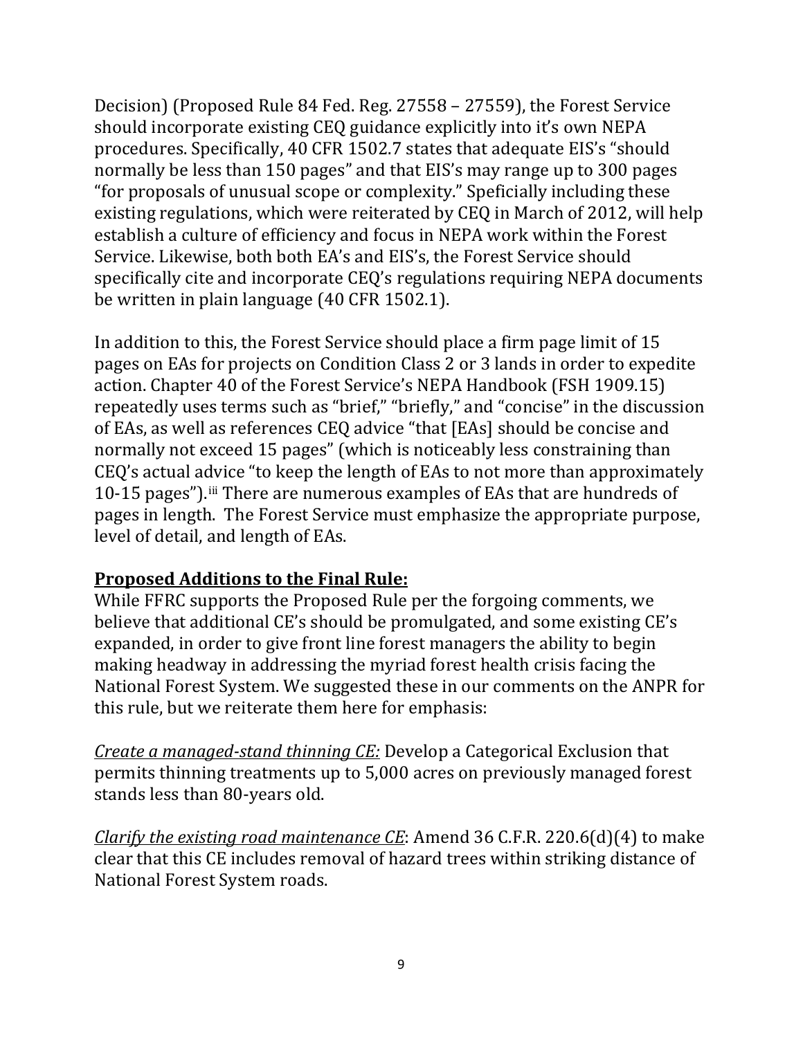Decision) (Proposed Rule 84 Fed. Reg. 27558 – 27559), the Forest Service should incorporate existing CEQ guidance explicitly into it's own NEPA procedures. Specifically, 40 CFR 1502.7 states that adequate EIS's "should normally be less than 150 pages" and that EIS's may range up to 300 pages "for proposals of unusual scope or complexity." Speficially including these existing regulations, which were reiterated by CEQ in March of 2012, will help establish a culture of efficiency and focus in NEPA work within the Forest Service. Likewise, both both EA's and EIS's, the Forest Service should specifically cite and incorporate CEQ's regulations requiring NEPA documents be written in plain language (40 CFR 1502.1).

In addition to this, the Forest Service should place a firm page limit of 15 pages on EAs for projects on Condition Class 2 or 3 lands in order to expedite action. Chapter 40 of the Forest Service's NEPA Handbook (FSH 1909.15) repeatedly uses terms such as "brief," "briefly," and "concise" in the discussion of EAs, as well as references CEQ advice "that [EAs] should be concise and normally not exceed 15 pages" (which is noticeably less constraining than CEQ's actual advice "to keep the length of EAs to not more than approximately 10-15 pages").[iii] There are numerous examples of EAs that are hundreds of pages in length. The Forest Service must emphasize the appropriate purpose, level of detail, and length of EAs.

**Proposed Additions to the Final Rule:**

While FFRC supports the Proposed Rule per the forgoing comments, we believe that additional CE's should be promulgated, and some existing CE's expanded, in order to give front line forest managers the ability to begin making headway in addressing the myriad forest health crisis facing the National Forest System. We suggested these in our comments on the ANPR for this rule, but we reiterate them here for emphasis:

*Create a managed-stand thinning CE:* Develop a Categorical Exclusion that permits thinning treatments up to 5,000 acres on previously managed forest stands less than 80-years old.

*Clarify the existing road maintenance CE*: Amend 36 C.F.R. 220.6(d)(4) to make clear that this CE includes removal of hazard trees within striking distance of National Forest System roads.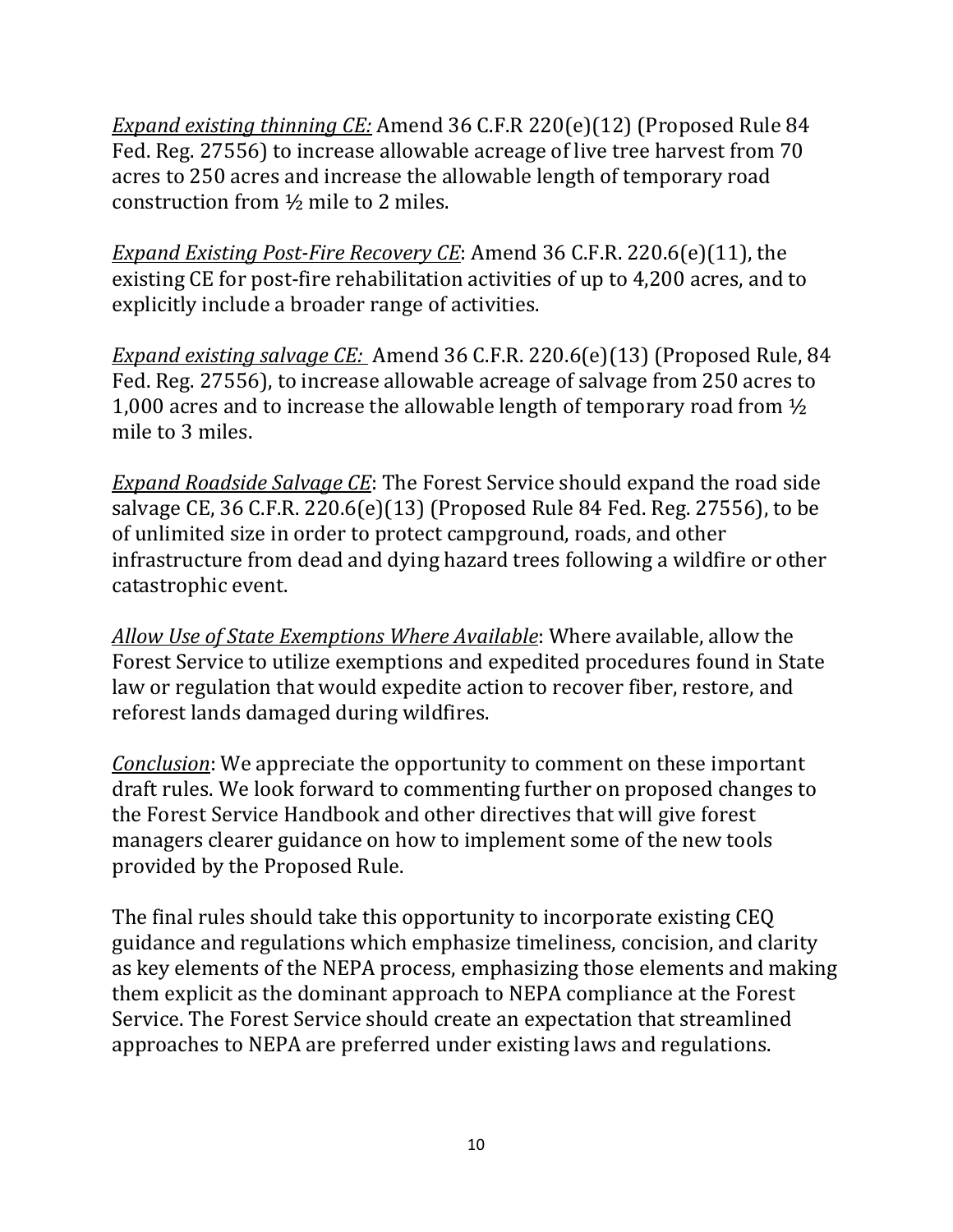*Expand existing thinning CE:* Amend 36 C.F.R 220(e)(12) (Proposed Rule 84 Fed. Reg. 27556) to increase allowable acreage of live tree harvest from 70 acres to 250 acres and increase the allowable length of temporary road construction from ½ mile to 2 miles.

*Expand Existing Post-Fire Recovery CE*: Amend 36 C.F.R. 220.6(e)(11), the existing CE for post-fire rehabilitation activities of up to 4,200 acres, and to explicitly include a broader range of activities.

*Expand existing salvage CE:* Amend 36 C.F.R. 220.6(e)(13) (Proposed Rule, 84 Fed. Reg. 27556), to increase allowable acreage of salvage from 250 acres to 1,000 acres and to increase the allowable length of temporary road from ½ mile to 3 miles.

*Expand Roadside Salvage CE*: The Forest Service should expand the road side salvage CE, 36 C.F.R. 220.6(e)(13) (Proposed Rule 84 Fed. Reg. 27556), to be of unlimited size in order to protect campground, roads, and other infrastructure from dead and dying hazard trees following a wildfire or other catastrophic event.

*Allow Use of State Exemptions Where Available*: Where available, allow the Forest Service to utilize exemptions and expedited procedures found in State law or regulation that would expedite action to recover fiber, restore, and reforest lands damaged during wildfires.

*Conclusion*: We appreciate the opportunity to comment on these important draft rules. We look forward to commenting further on proposed changes to the Forest Service Handbook and other directives that will give forest managers clearer guidance on how to implement some of the new tools provided by the Proposed Rule.

The final rules should take this opportunity to incorporate existing CEQ guidance and regulations which emphasize timeliness, concision, and clarity as key elements of the NEPA process, emphasizing those elements and making them explicit as the dominant approach to NEPA compliance at the Forest Service. The Forest Service should create an expectation that streamlined approaches to NEPA are preferred under existing laws and regulations.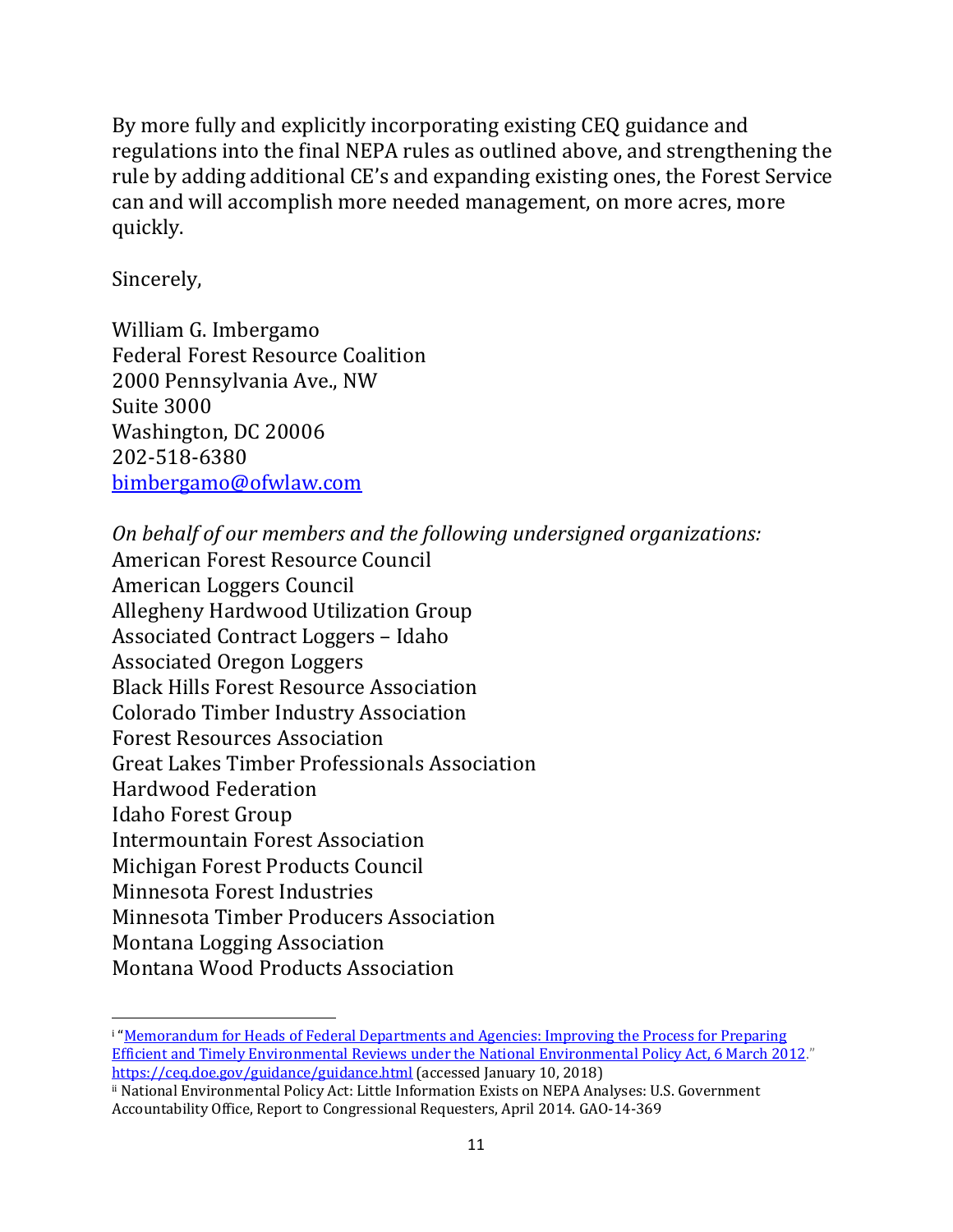By more fully and explicitly incorporating existing CEQ guidance and regulations into the final NEPA rules as outlined above, and strengthening the rule by adding additional CE's and expanding existing ones, the Forest Service can and will accomplish more needed management, on more acres, more quickly.

Sincerely,

William G. Imbergamo  
Federal Forest Resource Coalition  
2000 Pennsylvania Ave., NW  
Suite 3000  
Washington, DC 20006  
202-518-6380  
[bimbergamo@ofwlaw.com](mailto:bimbergamo@ofwlaw.com)

*On behalf of our members and the following undersigned organizations:*  
American Forest Resource Council  
American Loggers Council  
Allegheny Hardwood Utilization Group  
Associated Contract Loggers – Idaho  
Associated Oregon Loggers  
Black Hills Forest Resource Association  
Colorado Timber Industry Association  
Forest Resources Association  
Great Lakes Timber Professionals Association  
Hardwood Federation  
Idaho Forest Group  
Intermountain Forest Association  
Michigan Forest Products Council  
Minnesota Forest Industries  
Minnesota Timber Producers Association  
Montana Logging Association  
Montana Wood Products Association

---

[i] "[Memorandum for Heads of Federal Departments and Agencies: Improving the Process for Preparing Efficient and Timely Environmental Reviews under the National Environmental Policy Act, 6 March 2012](https://ceq.doe.gov/guidance/guidance.html)." https://ceq.doe.gov/guidance/guidance.html (accessed January 10, 2018)

[ii] National Environmental Policy Act: Little Information Exists on NEPA Analyses: U.S. Government Accountability Office, Report to Congressional Requesters, April 2014. GAO-14-369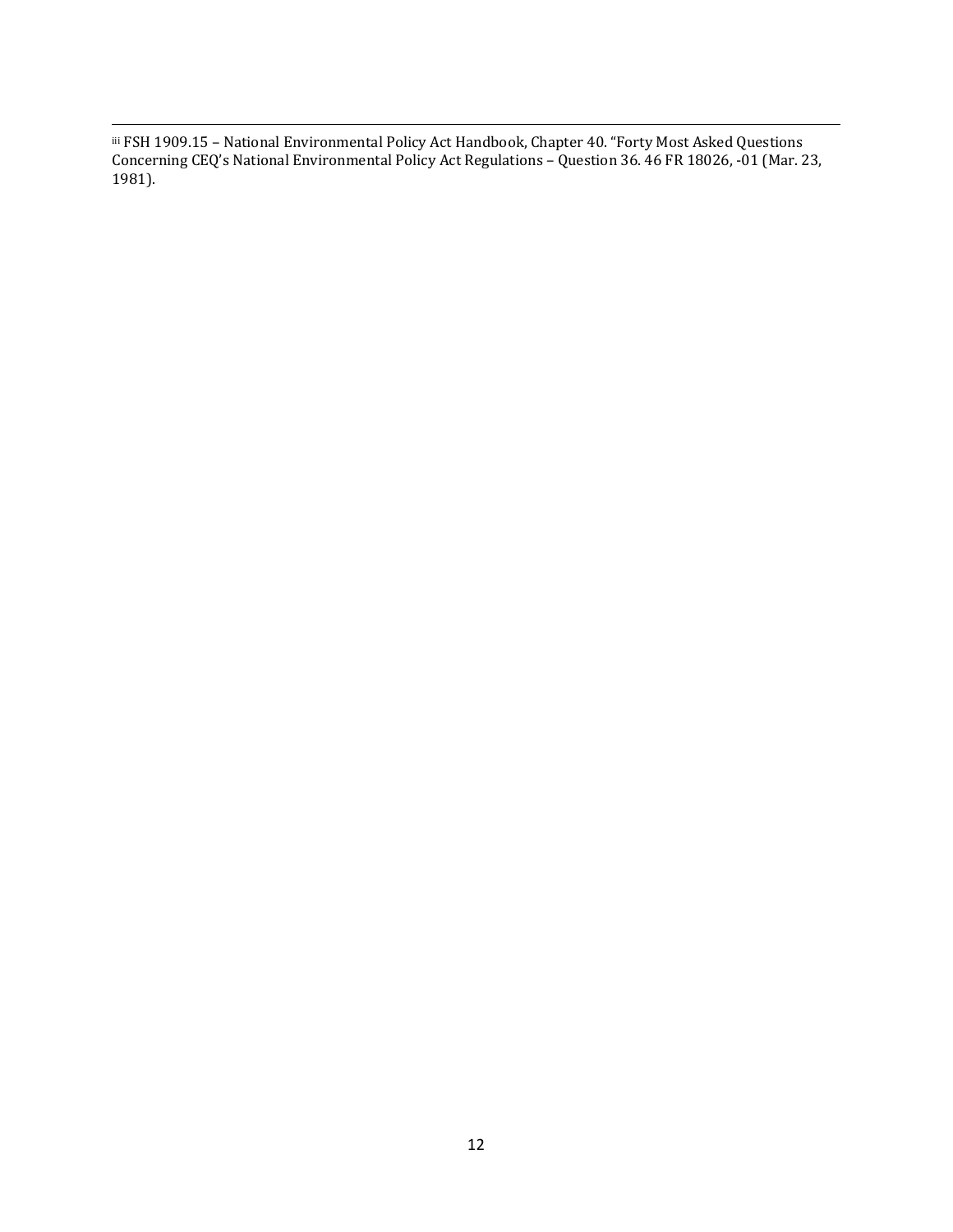[iii] FSH 1909.15 – National Environmental Policy Act Handbook, Chapter 40. "Forty Most Asked Questions Concerning CEQ's National Environmental Policy Act Regulations – Question 36. 46 FR 18026, -01 (Mar. 23, 1981).